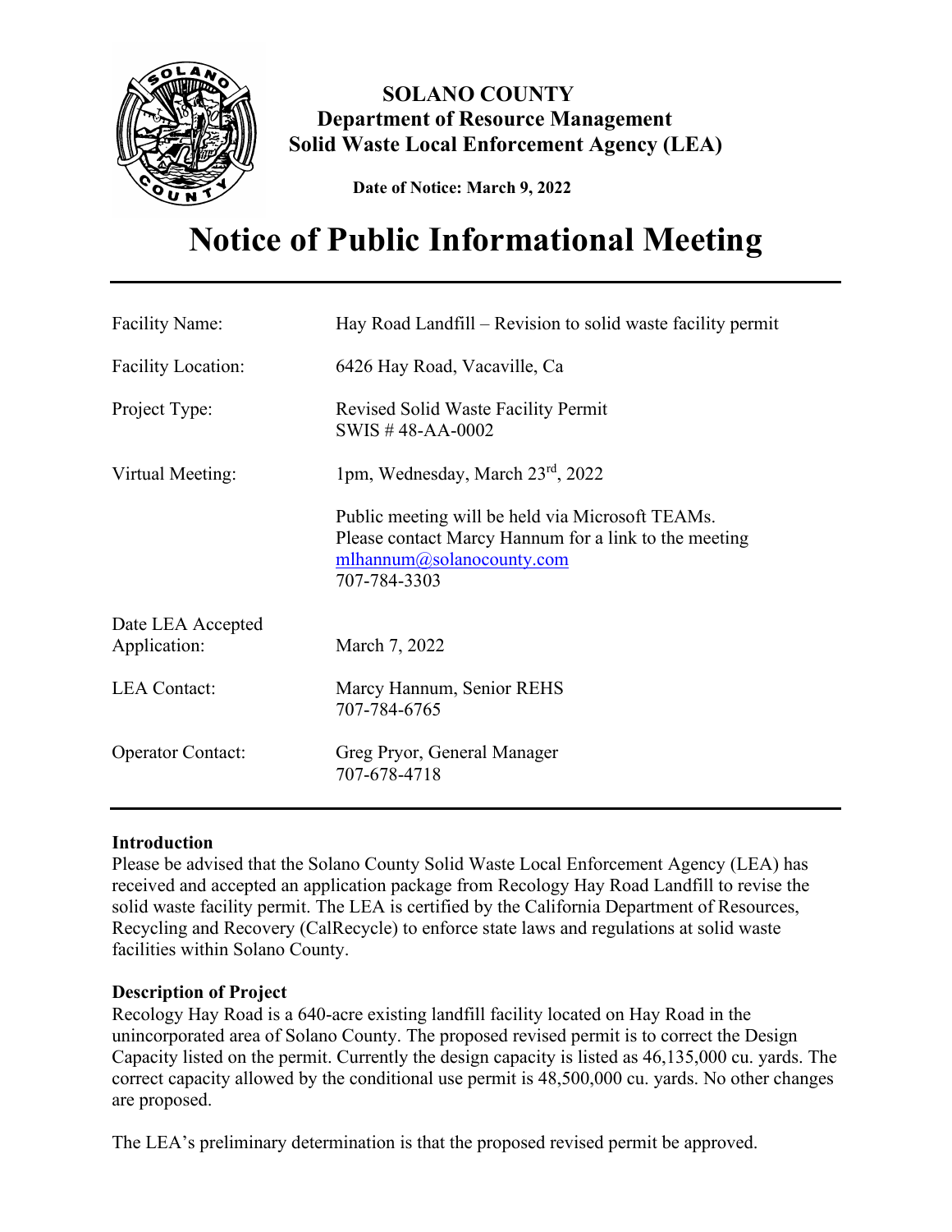**SOLANO COUNTY**
**Department of Resource Management**
**Solid Waste Local Enforcement Agency (LEA)**

**Date of Notice: March 9, 2022**

# Notice of Public Informational Meeting

| | |
|---|---|
| Facility Name: | Hay Road Landfill – Revision to solid waste facility permit |
| Facility Location: | 6426 Hay Road, Vacaville, Ca |
| Project Type: | Revised Solid Waste Facility Permit<br>SWIS # 48-AA-0002 |
| Virtual Meeting: | 1pm, Wednesday, March 23rd, 2022<br><br>Public meeting will be held via Microsoft TEAMs. Please contact Marcy Hannum for a link to the meeting<br>mlhannum@solanocounty.com<br>707-784-3303 |
| Date LEA Accepted Application: | March 7, 2022 |
| LEA Contact: | Marcy Hannum, Senior REHS<br>707-784-6765 |
| Operator Contact: | Greg Pryor, General Manager<br>707-678-4718 |

**Introduction**

Please be advised that the Solano County Solid Waste Local Enforcement Agency (LEA) has received and accepted an application package from Recology Hay Road Landfill to revise the solid waste facility permit. The LEA is certified by the California Department of Resources, Recycling and Recovery (CalRecycle) to enforce state laws and regulations at solid waste facilities within Solano County.

**Description of Project**

Recology Hay Road is a 640-acre existing landfill facility located on Hay Road in the unincorporated area of Solano County. The proposed revised permit is to correct the Design Capacity listed on the permit. Currently the design capacity is listed as 46,135,000 cu. yards. The correct capacity allowed by the conditional use permit is 48,500,000 cu. yards. No other changes are proposed.

The LEA's preliminary determination is that the proposed revised permit be approved.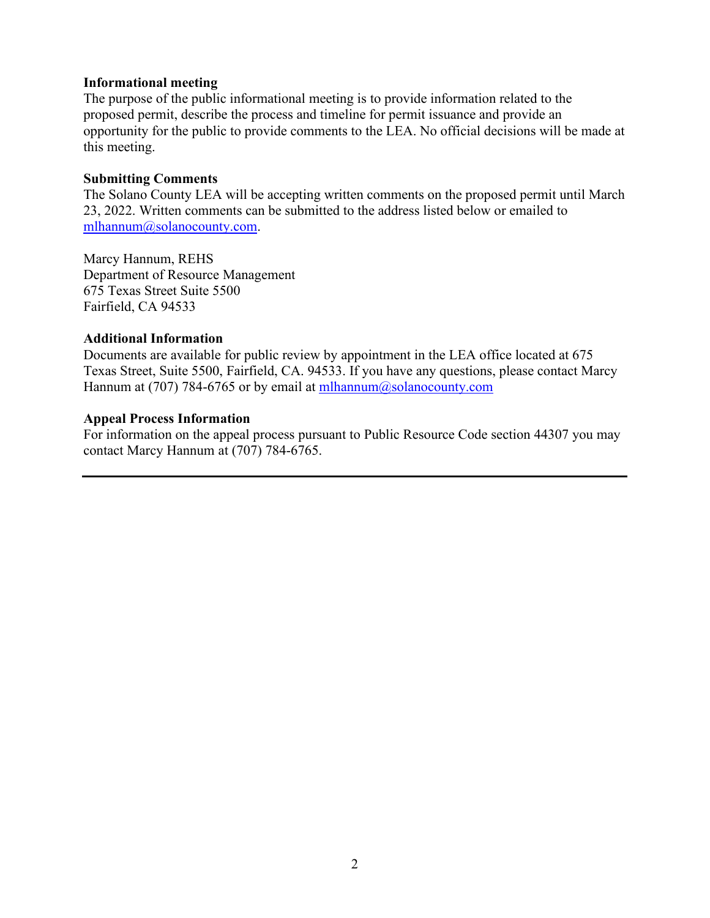**Informational meeting**
The purpose of the public informational meeting is to provide information related to the proposed permit, describe the process and timeline for permit issuance and provide an opportunity for the public to provide comments to the LEA. No official decisions will be made at this meeting.

**Submitting Comments**
The Solano County LEA will be accepting written comments on the proposed permit until March 23, 2022. Written comments can be submitted to the address listed below or emailed to mlhannum@solanocounty.com.

Marcy Hannum, REHS
Department of Resource Management
675 Texas Street Suite 5500
Fairfield, CA 94533

**Additional Information**
Documents are available for public review by appointment in the LEA office located at 675 Texas Street, Suite 5500, Fairfield, CA. 94533. If you have any questions, please contact Marcy Hannum at (707) 784-6765 or by email at mlhannum@solanocounty.com

**Appeal Process Information**
For information on the appeal process pursuant to Public Resource Code section 44307 you may contact Marcy Hannum at (707) 784-6765.